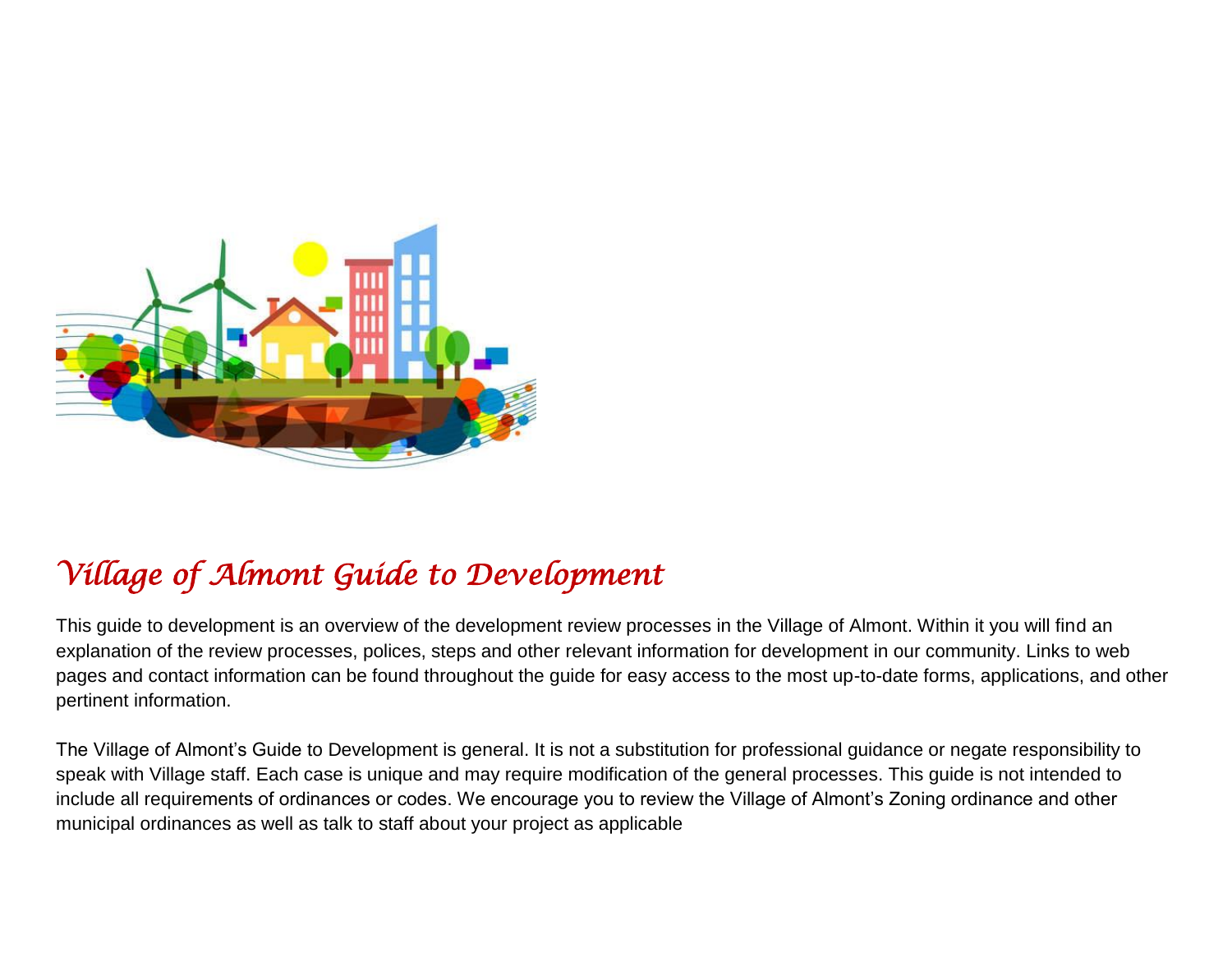# *Village of Almont Guide to Development*

This guide to development is an overview of the development review processes in the Village of Almont. Within it you will find an explanation of the review processes, polices, steps and other relevant information for development in our community. Links to web pages and contact information can be found throughout the guide for easy access to the most up-to-date forms, applications, and other pertinent information.

The Village of Almont's Guide to Development is general. It is not a substitution for professional guidance or negate responsibility to speak with Village staff. Each case is unique and may require modification of the general processes. This guide is not intended to include all requirements of ordinances or codes. We encourage you to review the Village of Almont's Zoning ordinance and other municipal ordinances as well as talk to staff about your project as applicable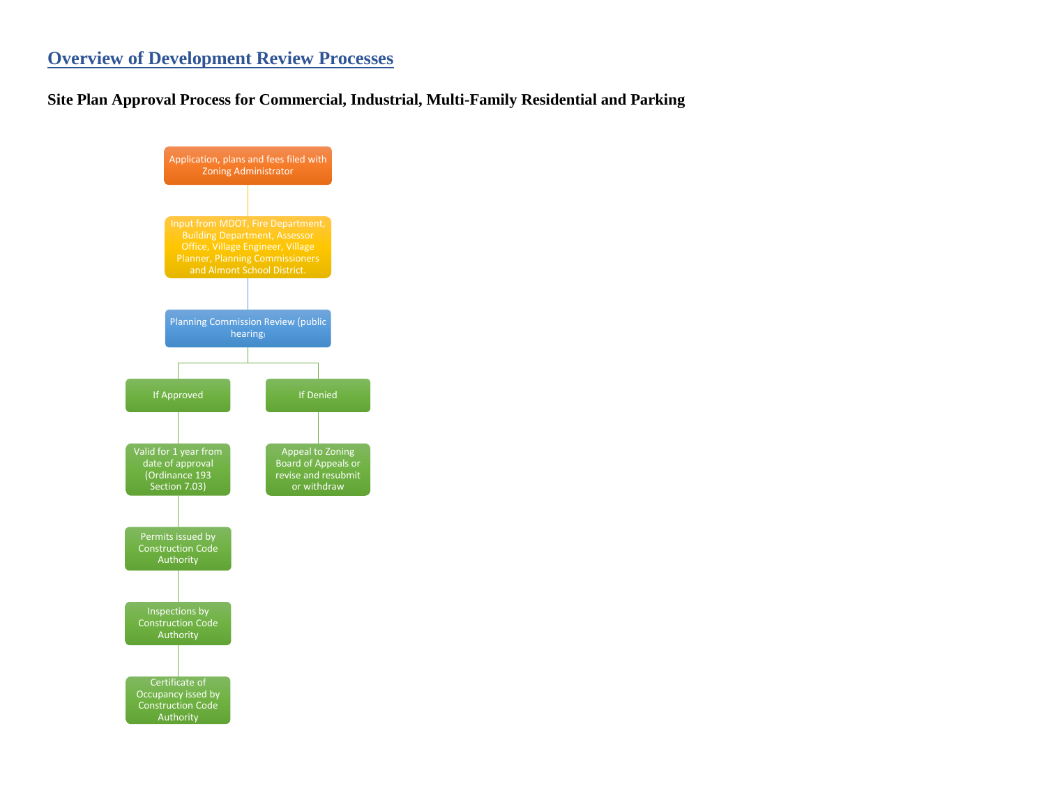# Overview of Development Review Processes

## Site Plan Approval Process for Commercial, Industrial, Multi-Family Residential and Parking

Application, plans and fees filed with Zoning Administrator

Input from MDOT, Fire Department, Building Department, Assessor Office, Village Engineer, Village Planner, Planning Commissioners and Almont School District.

Planning Commission Review (public hearing)

If Approved

- Valid for 1 year from date of approval (Ordinance 193 Section 7.03)
- Permits issued by Construction Code Authority
- Inspections by Construction Code Authority
- Certificate of Occupancy issed by Construction Code Authority

If Denied

- Appeal to Zoning Board of Appeals or revise and resubmit or withdraw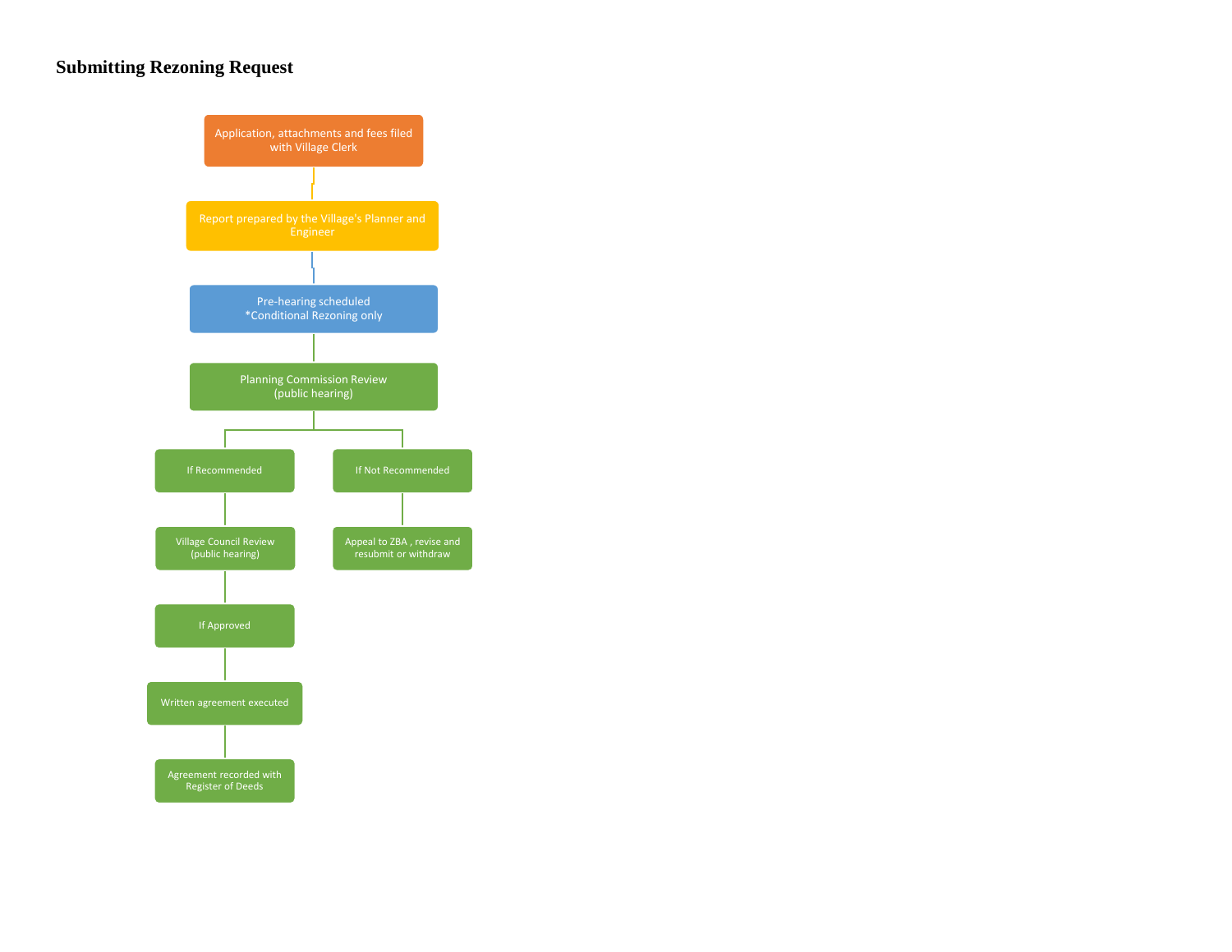## Submitting Rezoning Request

- Application, attachments and fees filed with Village Clerk
- Report prepared by the Village's Planner and Engineer
- Pre-hearing scheduled
  *Conditional Rezoning only
- Planning Commission Review
  (public hearing)
  - If Recommended
    - Village Council Review
      (public hearing)
    - If Approved
    - Written agreement executed
    - Agreement recorded with Register of Deeds
  - If Not Recommended
    - Appeal to ZBA , revise and resubmit or withdraw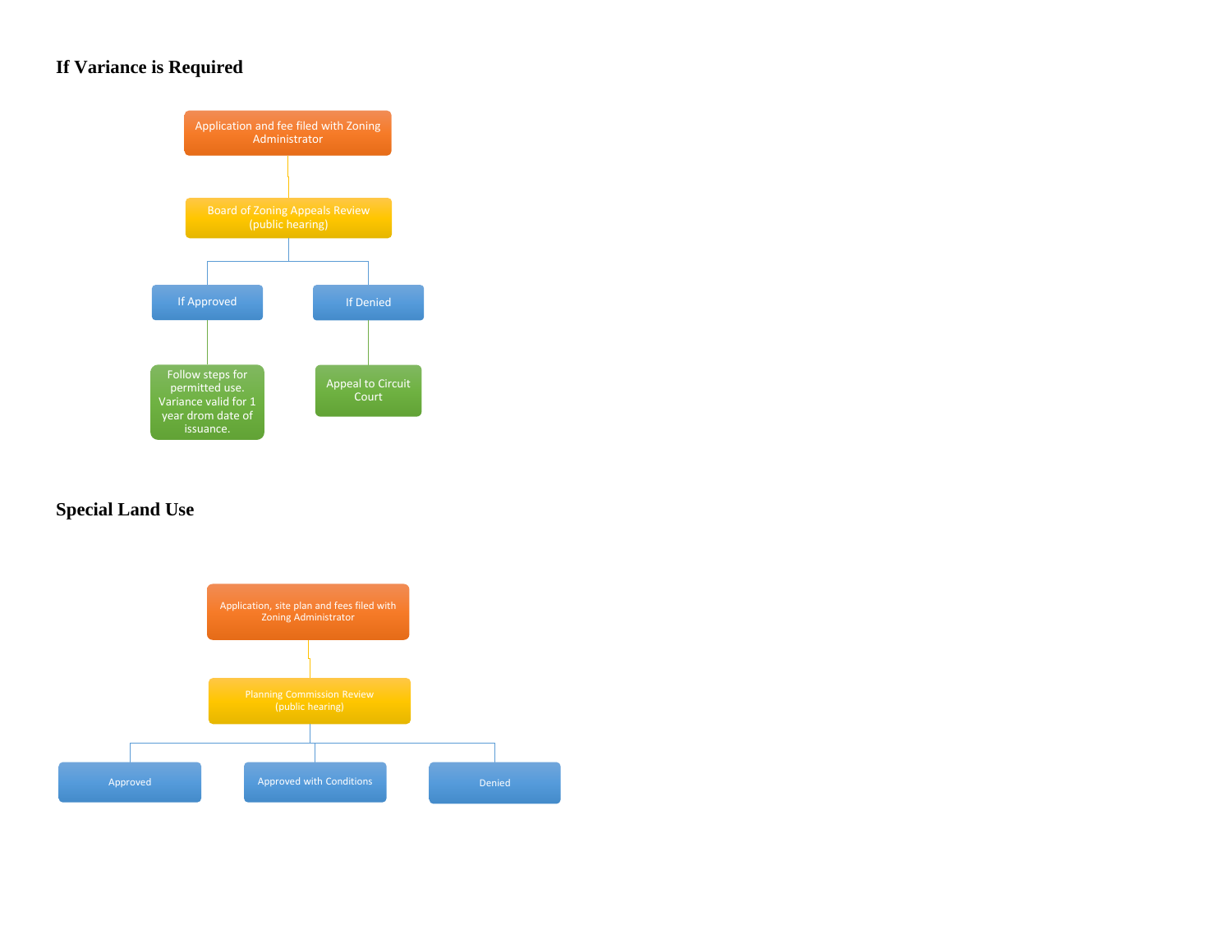## If Variance is Required

- Application and fee filed with Zoning Administrator
  - Board of Zoning Appeals Review (public hearing)
    - If Approved
      - Follow steps for permitted use. Variance valid for 1 year drom date of issuance.
    - If Denied
      - Appeal to Circuit Court

## Special Land Use

- Application, site plan and fees filed with Zoning Administrator
  - Planning Commission Review (public hearing)
    - Approved
    - Approved with Conditions
    - Denied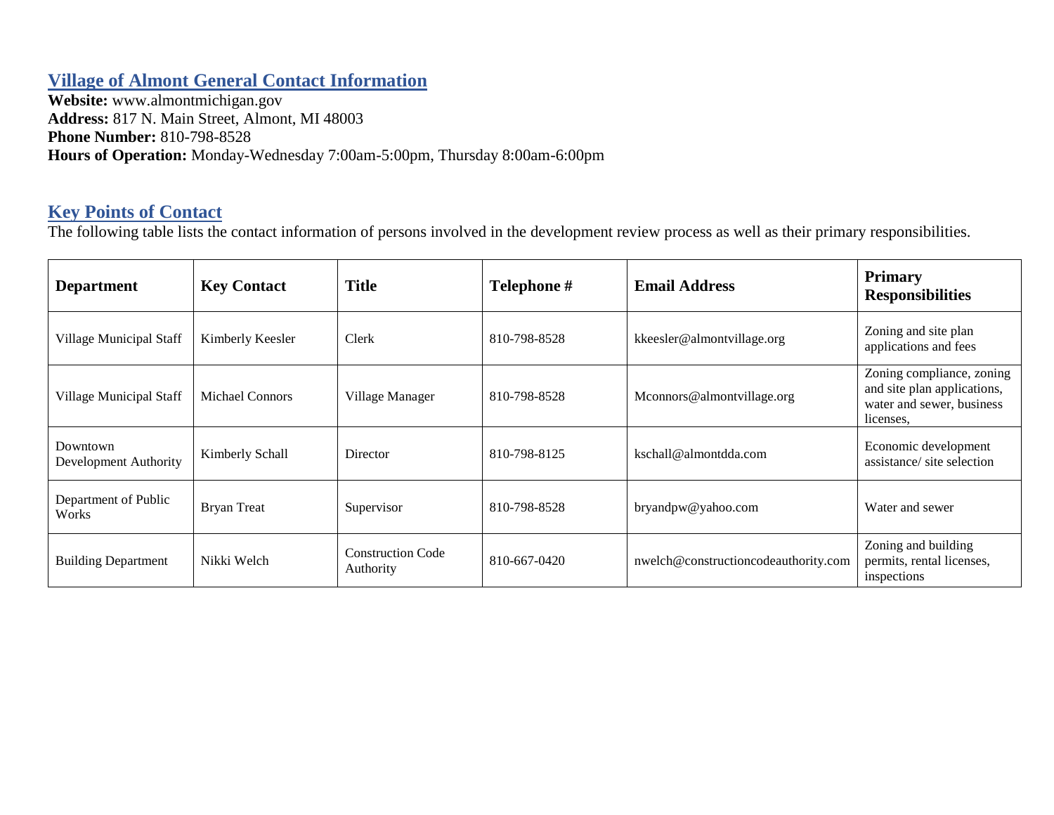## Village of Almont General Contact Information

**Website:** www.almontmichigan.gov
**Address:** 817 N. Main Street, Almont, MI 48003
**Phone Number:** 810-798-8528
**Hours of Operation:** Monday-Wednesday 7:00am-5:00pm, Thursday 8:00am-6:00pm

## Key Points of Contact

The following table lists the contact information of persons involved in the development review process as well as their primary responsibilities.

| Department | Key Contact | Title | Telephone # | Email Address | Primary Responsibilities |
|---|---|---|---|---|---|
| Village Municipal Staff | Kimberly Keesler | Clerk | 810-798-8528 | kkeesler@almontvillage.org | Zoning and site plan applications and fees |
| Village Municipal Staff | Michael Connors | Village Manager | 810-798-8528 | Mconnors@almontvillage.org | Zoning compliance, zoning and site plan applications, water and sewer, business licenses, |
| Downtown Development Authority | Kimberly Schall | Director | 810-798-8125 | kschall@almontdda.com | Economic development assistance/ site selection |
| Department of Public Works | Bryan Treat | Supervisor | 810-798-8528 | bryandpw@yahoo.com | Water and sewer |
| Building Department | Nikki Welch | Construction Code Authority | 810-667-0420 | nwelch@constructioncodeauthority.com | Zoning and building permits, rental licenses, inspections |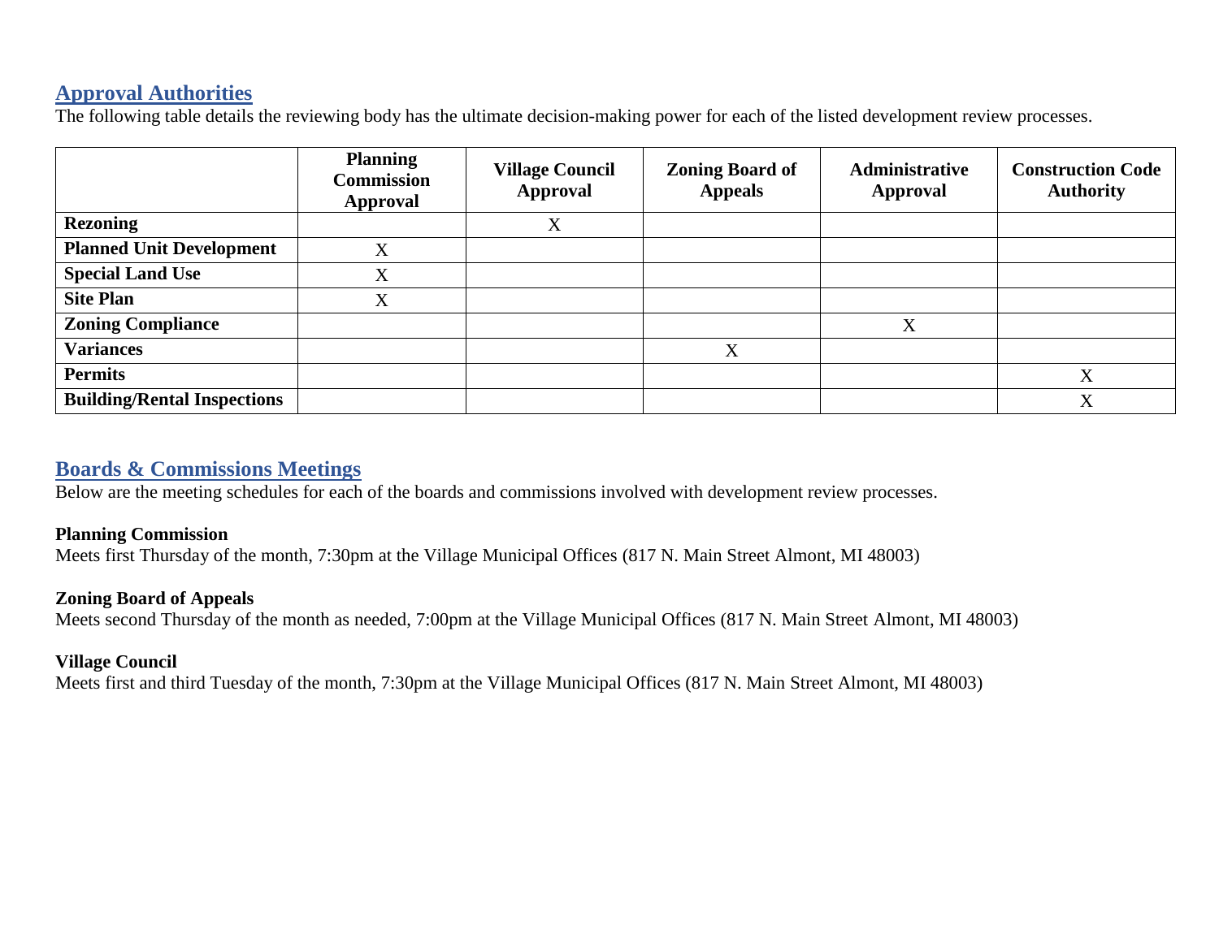## Approval Authorities

The following table details the reviewing body has the ultimate decision-making power for each of the listed development review processes.

| | Planning Commission Approval | Village Council Approval | Zoning Board of Appeals | Administrative Approval | Construction Code Authority |
|---|---|---|---|---|---|
| **Rezoning** | | X | | | |
| **Planned Unit Development** | X | | | | |
| **Special Land Use** | X | | | | |
| **Site Plan** | X | | | | |
| **Zoning Compliance** | | | | X | |
| **Variances** | | | X | | |
| **Permits** | | | | | X |
| **Building/Rental Inspections** | | | | | X |

## Boards & Commissions Meetings

Below are the meeting schedules for each of the boards and commissions involved with development review processes.

**Planning Commission**
Meets first Thursday of the month, 7:30pm at the Village Municipal Offices (817 N. Main Street Almont, MI 48003)

**Zoning Board of Appeals**
Meets second Thursday of the month as needed, 7:00pm at the Village Municipal Offices (817 N. Main Street Almont, MI 48003)

**Village Council**
Meets first and third Tuesday of the month, 7:30pm at the Village Municipal Offices (817 N. Main Street Almont, MI 48003)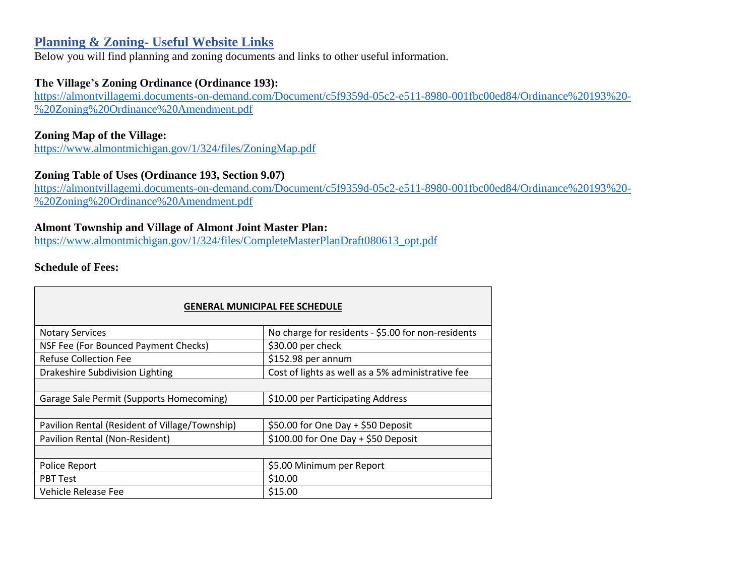## Planning & Zoning- Useful Website Links

Below you will find planning and zoning documents and links to other useful information.

**The Village's Zoning Ordinance (Ordinance 193):**
https://almontvillagemi.documents-on-demand.com/Document/c5f9359d-05c2-e511-8980-001fbc00ed84/Ordinance%20193%20-%20Zoning%20Ordinance%20Amendment.pdf

**Zoning Map of the Village:**
https://www.almontmichigan.gov/1/324/files/ZoningMap.pdf

**Zoning Table of Uses (Ordinance 193, Section 9.07)**
https://almontvillagemi.documents-on-demand.com/Document/c5f9359d-05c2-e511-8980-001fbc00ed84/Ordinance%20193%20-%20Zoning%20Ordinance%20Amendment.pdf

**Almont Township and Village of Almont Joint Master Plan:**
https://www.almontmichigan.gov/1/324/files/CompleteMasterPlanDraft080613_opt.pdf

**Schedule of Fees:**

| **GENERAL MUNICIPAL FEE SCHEDULE** | |
|---|---|
| Notary Services | No charge for residents - $5.00 for non-residents |
| NSF Fee (For Bounced Payment Checks) | $30.00 per check |
| Refuse Collection Fee | $152.98 per annum |
| Drakeshire Subdivision Lighting | Cost of lights as well as a 5% administrative fee |
| | |
| Garage Sale Permit (Supports Homecoming) | $10.00 per Participating Address |
| | |
| Pavilion Rental (Resident of Village/Township) | $50.00 for One Day + $50 Deposit |
| Pavilion Rental (Non-Resident) | $100.00 for One Day + $50 Deposit |
| | |
| Police Report | $5.00 Minimum per Report |
| PBT Test | $10.00 |
| Vehicle Release Fee | $15.00 |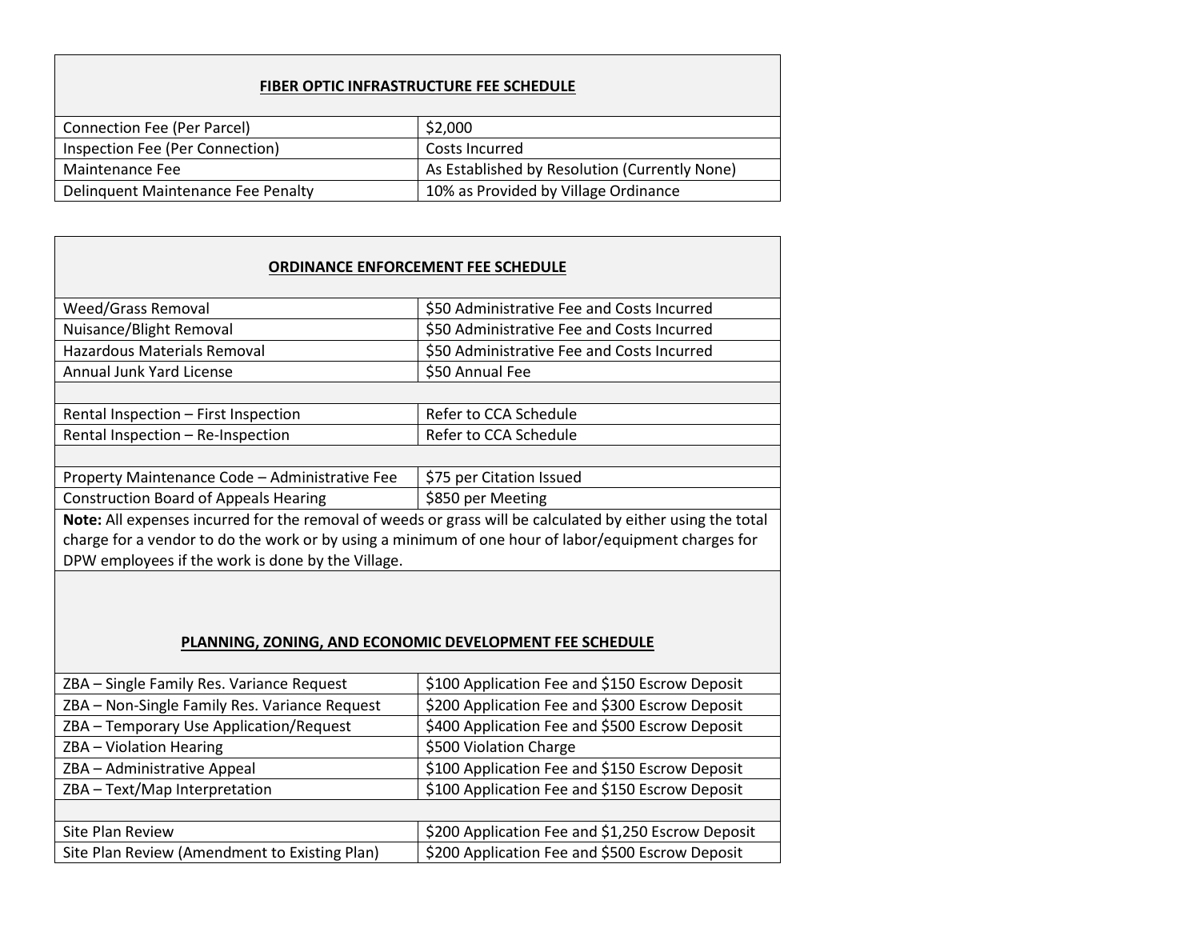| FIBER OPTIC INFRASTRUCTURE FEE SCHEDULE | |
|---|---|
| Connection Fee (Per Parcel) | $2,000 |
| Inspection Fee (Per Connection) | Costs Incurred |
| Maintenance Fee | As Established by Resolution (Currently None) |
| Delinquent Maintenance Fee Penalty | 10% as Provided by Village Ordinance |

| ORDINANCE ENFORCEMENT FEE SCHEDULE | |
|---|---|
| Weed/Grass Removal | $50 Administrative Fee and Costs Incurred |
| Nuisance/Blight Removal | $50 Administrative Fee and Costs Incurred |
| Hazardous Materials Removal | $50 Administrative Fee and Costs Incurred |
| Annual Junk Yard License | $50 Annual Fee |
| | |
| Rental Inspection – First Inspection | Refer to CCA Schedule |
| Rental Inspection – Re-Inspection | Refer to CCA Schedule |
| | |
| Property Maintenance Code – Administrative Fee | $75 per Citation Issued |
| Construction Board of Appeals Hearing | $850 per Meeting |
| **Note:** All expenses incurred for the removal of weeds or grass will be calculated by either using the total charge for a vendor to do the work or by using a minimum of one hour of labor/equipment charges for DPW employees if the work is done by the Village. | |

| PLANNING, ZONING, AND ECONOMIC DEVELOPMENT FEE SCHEDULE | |
|---|---|
| ZBA – Single Family Res. Variance Request | $100 Application Fee and $150 Escrow Deposit |
| ZBA – Non-Single Family Res. Variance Request | $200 Application Fee and $300 Escrow Deposit |
| ZBA – Temporary Use Application/Request | $400 Application Fee and $500 Escrow Deposit |
| ZBA – Violation Hearing | $500 Violation Charge |
| ZBA – Administrative Appeal | $100 Application Fee and $150 Escrow Deposit |
| ZBA – Text/Map Interpretation | $100 Application Fee and $150 Escrow Deposit |
| | |
| Site Plan Review | $200 Application Fee and $1,250 Escrow Deposit |
| Site Plan Review (Amendment to Existing Plan) | $200 Application Fee and $500 Escrow Deposit |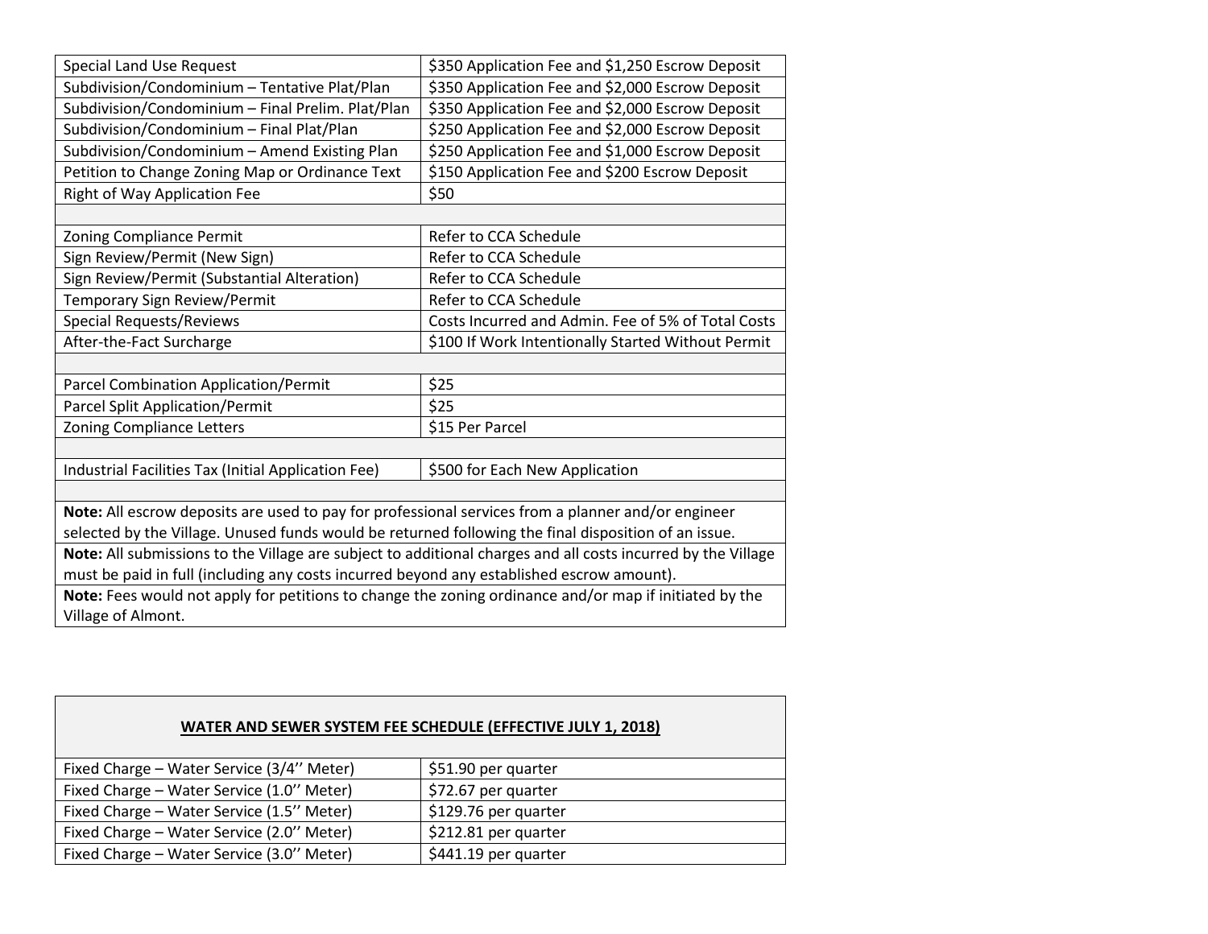| | |
|---|---|
| Special Land Use Request | $350 Application Fee and $1,250 Escrow Deposit |
| Subdivision/Condominium – Tentative Plat/Plan | $350 Application Fee and $2,000 Escrow Deposit |
| Subdivision/Condominium – Final Prelim. Plat/Plan | $350 Application Fee and $2,000 Escrow Deposit |
| Subdivision/Condominium – Final Plat/Plan | $250 Application Fee and $2,000 Escrow Deposit |
| Subdivision/Condominium – Amend Existing Plan | $250 Application Fee and $1,000 Escrow Deposit |
| Petition to Change Zoning Map or Ordinance Text | $150 Application Fee and $200 Escrow Deposit |
| Right of Way Application Fee | $50 |
| | |
| Zoning Compliance Permit | Refer to CCA Schedule |
| Sign Review/Permit (New Sign) | Refer to CCA Schedule |
| Sign Review/Permit (Substantial Alteration) | Refer to CCA Schedule |
| Temporary Sign Review/Permit | Refer to CCA Schedule |
| Special Requests/Reviews | Costs Incurred and Admin. Fee of 5% of Total Costs |
| After-the-Fact Surcharge | $100 If Work Intentionally Started Without Permit |
| | |
| Parcel Combination Application/Permit | $25 |
| Parcel Split Application/Permit | $25 |
| Zoning Compliance Letters | $15 Per Parcel |
| | |
| Industrial Facilities Tax (Initial Application Fee) | $500 for Each New Application |
| | |
| **Note:** All escrow deposits are used to pay for professional services from a planner and/or engineer selected by the Village. Unused funds would be returned following the final disposition of an issue. | |
| **Note:** All submissions to the Village are subject to additional charges and all costs incurred by the Village must be paid in full (including any costs incurred beyond any established escrow amount). | |
| **Note:** Fees would not apply for petitions to change the zoning ordinance and/or map if initiated by the Village of Almont. | |

| **WATER AND SEWER SYSTEM FEE SCHEDULE (EFFECTIVE JULY 1, 2018)** | |
|---|---|
| Fixed Charge – Water Service (3/4'' Meter) | $51.90 per quarter |
| Fixed Charge – Water Service (1.0'' Meter) | $72.67 per quarter |
| Fixed Charge – Water Service (1.5'' Meter) | $129.76 per quarter |
| Fixed Charge – Water Service (2.0'' Meter) | $212.81 per quarter |
| Fixed Charge – Water Service (3.0'' Meter) | $441.19 per quarter |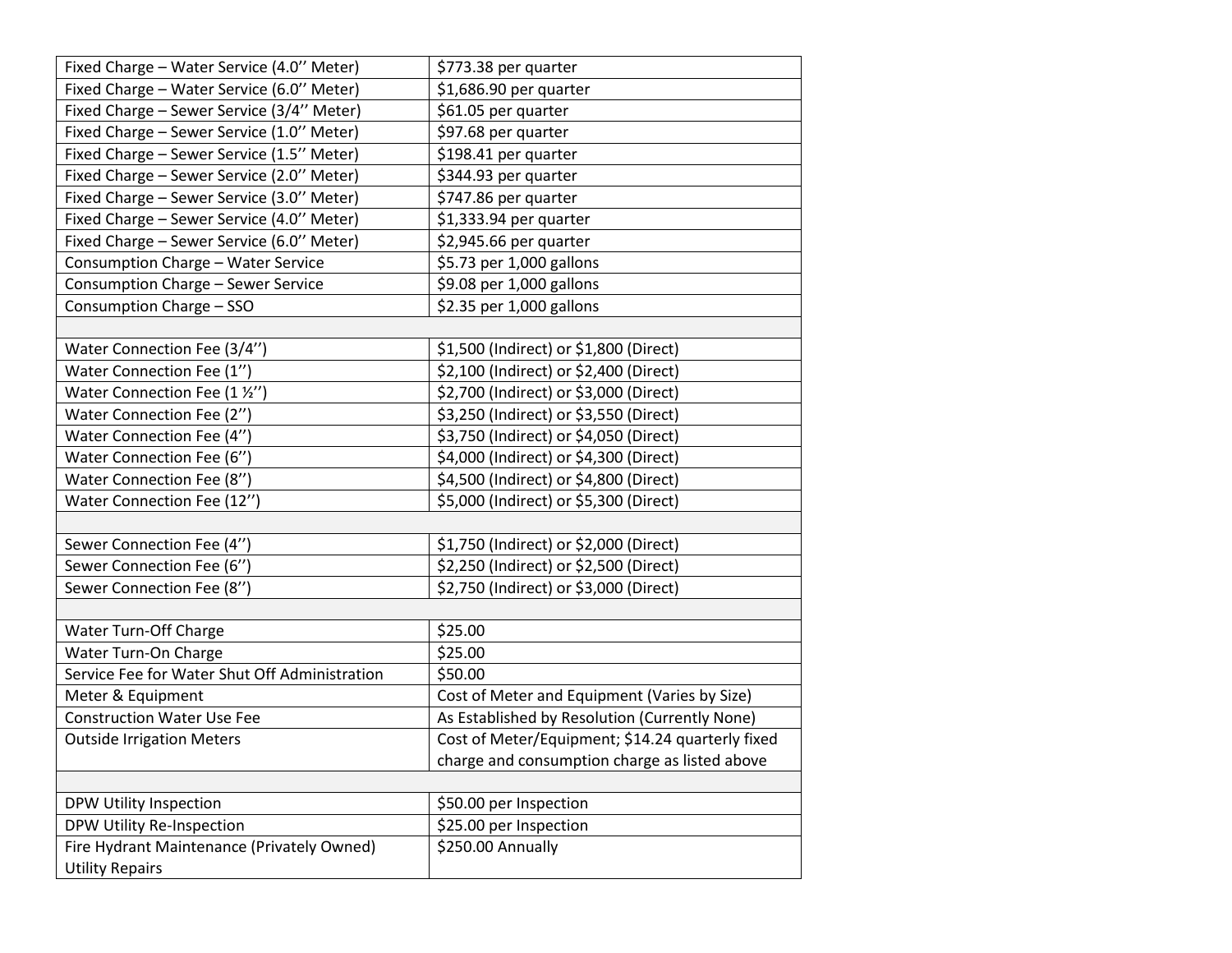| | |
|---|---|
| Fixed Charge – Water Service (4.0'' Meter) | $773.38 per quarter |
| Fixed Charge – Water Service (6.0'' Meter) | $1,686.90 per quarter |
| Fixed Charge – Sewer Service (3/4'' Meter) | $61.05 per quarter |
| Fixed Charge – Sewer Service (1.0'' Meter) | $97.68 per quarter |
| Fixed Charge – Sewer Service (1.5'' Meter) | $198.41 per quarter |
| Fixed Charge – Sewer Service (2.0'' Meter) | $344.93 per quarter |
| Fixed Charge – Sewer Service (3.0'' Meter) | $747.86 per quarter |
| Fixed Charge – Sewer Service (4.0'' Meter) | $1,333.94 per quarter |
| Fixed Charge – Sewer Service (6.0'' Meter) | $2,945.66 per quarter |
| Consumption Charge – Water Service | $5.73 per 1,000 gallons |
| Consumption Charge – Sewer Service | $9.08 per 1,000 gallons |
| Consumption Charge – SSO | $2.35 per 1,000 gallons |
| | |
| Water Connection Fee (3/4'') | $1,500 (Indirect) or $1,800 (Direct) |
| Water Connection Fee (1'') | $2,100 (Indirect) or $2,400 (Direct) |
| Water Connection Fee (1 ½'') | $2,700 (Indirect) or $3,000 (Direct) |
| Water Connection Fee (2'') | $3,250 (Indirect) or $3,550 (Direct) |
| Water Connection Fee (4'') | $3,750 (Indirect) or $4,050 (Direct) |
| Water Connection Fee (6'') | $4,000 (Indirect) or $4,300 (Direct) |
| Water Connection Fee (8'') | $4,500 (Indirect) or $4,800 (Direct) |
| Water Connection Fee (12'') | $5,000 (Indirect) or $5,300 (Direct) |
| | |
| Sewer Connection Fee (4'') | $1,750 (Indirect) or $2,000 (Direct) |
| Sewer Connection Fee (6'') | $2,250 (Indirect) or $2,500 (Direct) |
| Sewer Connection Fee (8'') | $2,750 (Indirect) or $3,000 (Direct) |
| | |
| Water Turn-Off Charge | $25.00 |
| Water Turn-On Charge | $25.00 |
| Service Fee for Water Shut Off Administration | $50.00 |
| Meter & Equipment | Cost of Meter and Equipment (Varies by Size) |
| Construction Water Use Fee | As Established by Resolution (Currently None) |
| Outside Irrigation Meters | Cost of Meter/Equipment; $14.24 quarterly fixed charge and consumption charge as listed above |
| | |
| DPW Utility Inspection | $50.00 per Inspection |
| DPW Utility Re-Inspection | $25.00 per Inspection |
| Fire Hydrant Maintenance (Privately Owned) Utility Repairs | $250.00 Annually |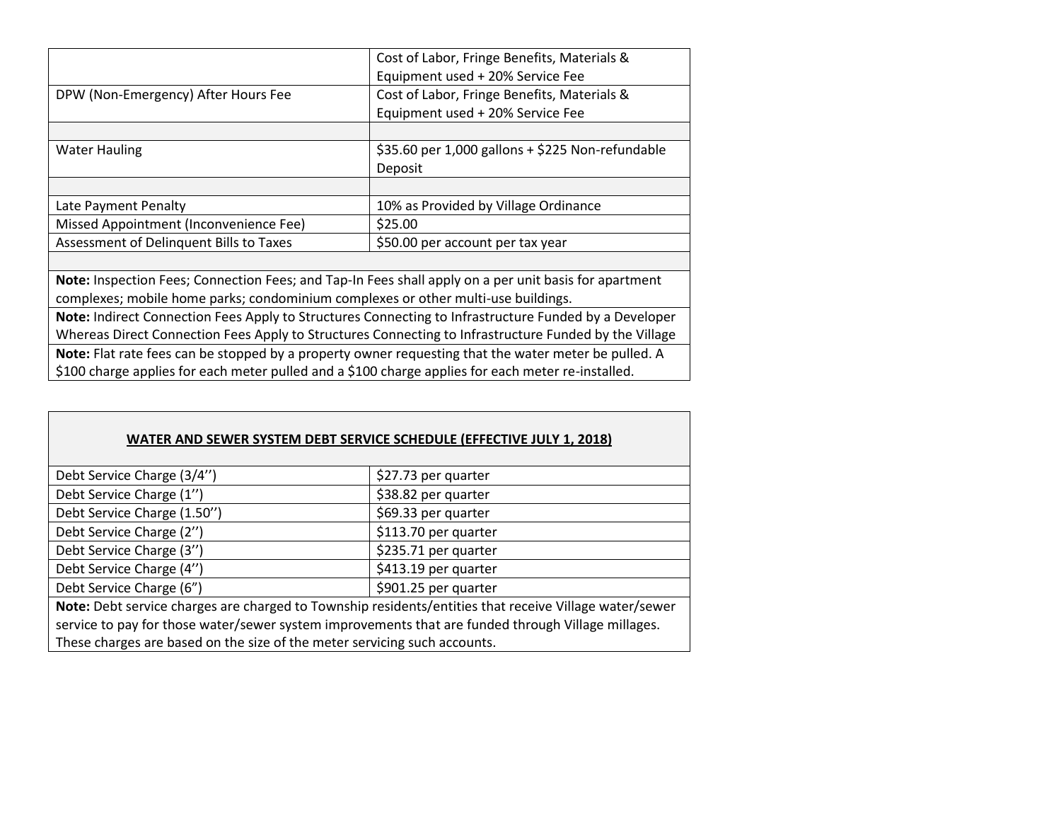| | |
|---|---|
| | Cost of Labor, Fringe Benefits, Materials & Equipment used + 20% Service Fee |
| DPW (Non-Emergency) After Hours Fee | Cost of Labor, Fringe Benefits, Materials & Equipment used + 20% Service Fee |
| | |
| Water Hauling | $35.60 per 1,000 gallons + $225 Non-refundable Deposit |
| | |
| Late Payment Penalty | 10% as Provided by Village Ordinance |
| Missed Appointment (Inconvenience Fee) | $25.00 |
| Assessment of Delinquent Bills to Taxes | $50.00 per account per tax year |
| | |
| **Note:** Inspection Fees; Connection Fees; and Tap-In Fees shall apply on a per unit basis for apartment complexes; mobile home parks; condominium complexes or other multi-use buildings. | |
| **Note:** Indirect Connection Fees Apply to Structures Connecting to Infrastructure Funded by a Developer Whereas Direct Connection Fees Apply to Structures Connecting to Infrastructure Funded by the Village | |
| **Note:** Flat rate fees can be stopped by a property owner requesting that the water meter be pulled. A $100 charge applies for each meter pulled and a $100 charge applies for each meter re-installed. | |

| **WATER AND SEWER SYSTEM DEBT SERVICE SCHEDULE (EFFECTIVE JULY 1, 2018)** | |
|---|---|
| Debt Service Charge (3/4'') | $27.73 per quarter |
| Debt Service Charge (1'') | $38.82 per quarter |
| Debt Service Charge (1.50'') | $69.33 per quarter |
| Debt Service Charge (2'') | $113.70 per quarter |
| Debt Service Charge (3'') | $235.71 per quarter |
| Debt Service Charge (4'') | $413.19 per quarter |
| Debt Service Charge (6") | $901.25 per quarter |
| **Note:** Debt service charges are charged to Township residents/entities that receive Village water/sewer service to pay for those water/sewer system improvements that are funded through Village millages. These charges are based on the size of the meter servicing such accounts. | |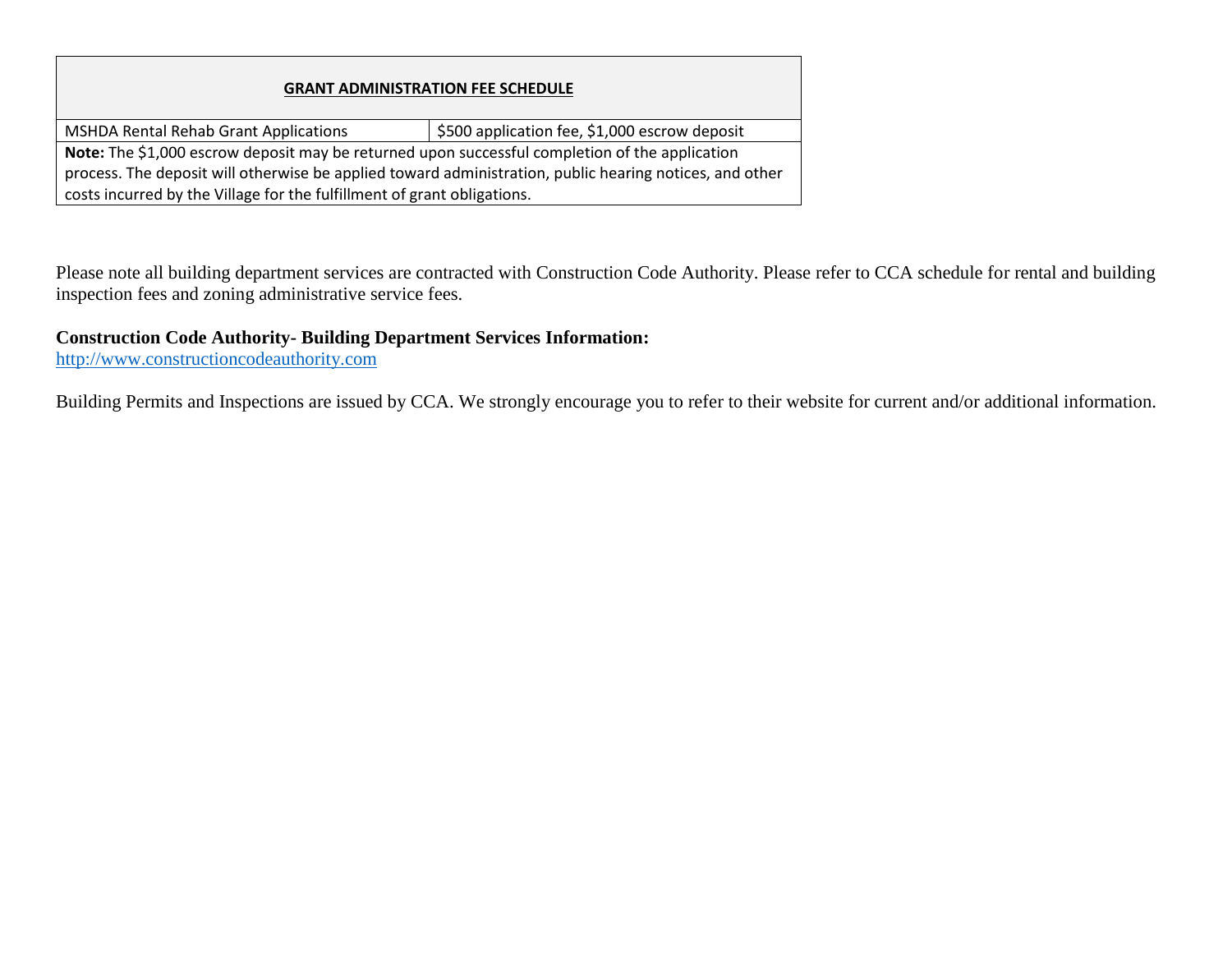| GRANT ADMINISTRATION FEE SCHEDULE | |
| --- | --- |
| MSHDA Rental Rehab Grant Applications | $500 application fee, $1,000 escrow deposit |
| **Note:** The $1,000 escrow deposit may be returned upon successful completion of the application process. The deposit will otherwise be applied toward administration, public hearing notices, and other costs incurred by the Village for the fulfillment of grant obligations. | |

Please note all building department services are contracted with Construction Code Authority. Please refer to CCA schedule for rental and building inspection fees and zoning administrative service fees.

**Construction Code Authority- Building Department Services Information:**
http://www.constructioncodeauthority.com

Building Permits and Inspections are issued by CCA. We strongly encourage you to refer to their website for current and/or additional information.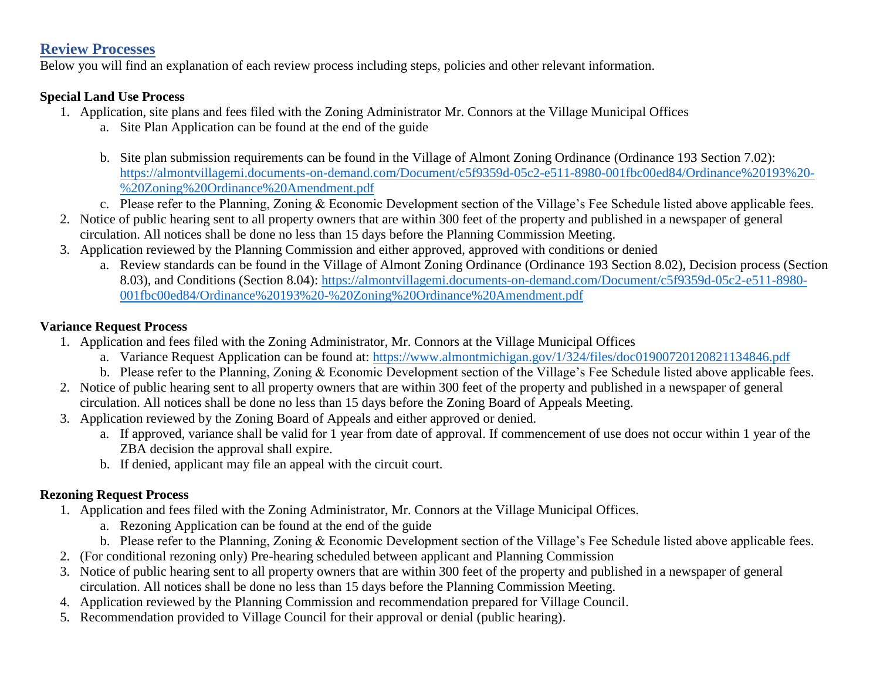## Review Processes

Below you will find an explanation of each review process including steps, policies and other relevant information.

**Special Land Use Process**

1. Application, site plans and fees filed with the Zoning Administrator Mr. Connors at the Village Municipal Offices
   a. Site Plan Application can be found at the end of the guide

   b. Site plan submission requirements can be found in the Village of Almont Zoning Ordinance (Ordinance 193 Section 7.02): [https://almontvillagemi.documents-on-demand.com/Document/c5f9359d-05c2-e511-8980-001fbc00ed84/Ordinance%20193%20-%20Zoning%20Ordinance%20Amendment.pdf](https://almontvillagemi.documents-on-demand.com/Document/c5f9359d-05c2-e511-8980-001fbc00ed84/Ordinance%20193%20-%20Zoning%20Ordinance%20Amendment.pdf)
   c. Please refer to the Planning, Zoning & Economic Development section of the Village's Fee Schedule listed above applicable fees.
2. Notice of public hearing sent to all property owners that are within 300 feet of the property and published in a newspaper of general circulation. All notices shall be done no less than 15 days before the Planning Commission Meeting.
3. Application reviewed by the Planning Commission and either approved, approved with conditions or denied
   a. Review standards can be found in the Village of Almont Zoning Ordinance (Ordinance 193 Section 8.02), Decision process (Section 8.03), and Conditions (Section 8.04): [https://almontvillagemi.documents-on-demand.com/Document/c5f9359d-05c2-e511-8980-001fbc00ed84/Ordinance%20193%20-%20Zoning%20Ordinance%20Amendment.pdf](https://almontvillagemi.documents-on-demand.com/Document/c5f9359d-05c2-e511-8980-001fbc00ed84/Ordinance%20193%20-%20Zoning%20Ordinance%20Amendment.pdf)

**Variance Request Process**

1. Application and fees filed with the Zoning Administrator, Mr. Connors at the Village Municipal Offices
   a. Variance Request Application can be found at: [https://www.almontmichigan.gov/1/324/files/doc01900720120821134846.pdf](https://www.almontmichigan.gov/1/324/files/doc01900720120821134846.pdf)
   b. Please refer to the Planning, Zoning & Economic Development section of the Village's Fee Schedule listed above applicable fees.
2. Notice of public hearing sent to all property owners that are within 300 feet of the property and published in a newspaper of general circulation. All notices shall be done no less than 15 days before the Zoning Board of Appeals Meeting.
3. Application reviewed by the Zoning Board of Appeals and either approved or denied.
   a. If approved, variance shall be valid for 1 year from date of approval. If commencement of use does not occur within 1 year of the ZBA decision the approval shall expire.
   b. If denied, applicant may file an appeal with the circuit court.

**Rezoning Request Process**

1. Application and fees filed with the Zoning Administrator, Mr. Connors at the Village Municipal Offices.
   a. Rezoning Application can be found at the end of the guide
   b. Please refer to the Planning, Zoning & Economic Development section of the Village's Fee Schedule listed above applicable fees.
2. (For conditional rezoning only) Pre-hearing scheduled between applicant and Planning Commission
3. Notice of public hearing sent to all property owners that are within 300 feet of the property and published in a newspaper of general circulation. All notices shall be done no less than 15 days before the Planning Commission Meeting.
4. Application reviewed by the Planning Commission and recommendation prepared for Village Council.
5. Recommendation provided to Village Council for their approval or denial (public hearing).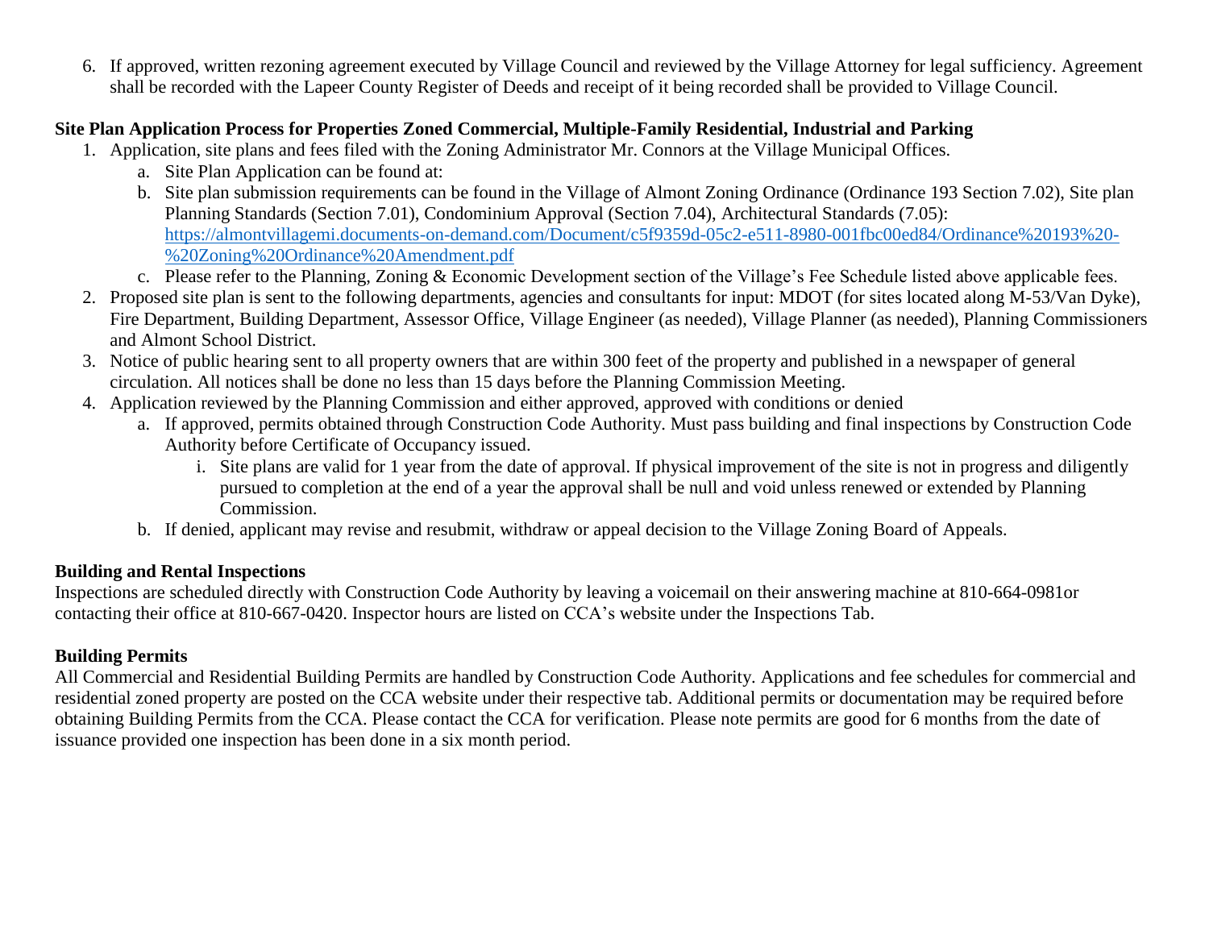6. If approved, written rezoning agreement executed by Village Council and reviewed by the Village Attorney for legal sufficiency. Agreement shall be recorded with the Lapeer County Register of Deeds and receipt of it being recorded shall be provided to Village Council.

**Site Plan Application Process for Properties Zoned Commercial, Multiple-Family Residential, Industrial and Parking**

1. Application, site plans and fees filed with the Zoning Administrator Mr. Connors at the Village Municipal Offices.
   a. Site Plan Application can be found at:
   b. Site plan submission requirements can be found in the Village of Almont Zoning Ordinance (Ordinance 193 Section 7.02), Site plan Planning Standards (Section 7.01), Condominium Approval (Section 7.04), Architectural Standards (7.05): https://almontvillagemi.documents-on-demand.com/Document/c5f9359d-05c2-e511-8980-001fbc00ed84/Ordinance%20193%20-%20Zoning%20Ordinance%20Amendment.pdf
   c. Please refer to the Planning, Zoning & Economic Development section of the Village's Fee Schedule listed above applicable fees.
2. Proposed site plan is sent to the following departments, agencies and consultants for input: MDOT (for sites located along M-53/Van Dyke), Fire Department, Building Department, Assessor Office, Village Engineer (as needed), Village Planner (as needed), Planning Commissioners and Almont School District.
3. Notice of public hearing sent to all property owners that are within 300 feet of the property and published in a newspaper of general circulation. All notices shall be done no less than 15 days before the Planning Commission Meeting.
4. Application reviewed by the Planning Commission and either approved, approved with conditions or denied
   a. If approved, permits obtained through Construction Code Authority. Must pass building and final inspections by Construction Code Authority before Certificate of Occupancy issued.
      i. Site plans are valid for 1 year from the date of approval. If physical improvement of the site is not in progress and diligently pursued to completion at the end of a year the approval shall be null and void unless renewed or extended by Planning Commission.
   b. If denied, applicant may revise and resubmit, withdraw or appeal decision to the Village Zoning Board of Appeals.

**Building and Rental Inspections**

Inspections are scheduled directly with Construction Code Authority by leaving a voicemail on their answering machine at 810-664-0981or contacting their office at 810-667-0420. Inspector hours are listed on CCA's website under the Inspections Tab.

**Building Permits**

All Commercial and Residential Building Permits are handled by Construction Code Authority. Applications and fee schedules for commercial and residential zoned property are posted on the CCA website under their respective tab. Additional permits or documentation may be required before obtaining Building Permits from the CCA. Please contact the CCA for verification. Please note permits are good for 6 months from the date of issuance provided one inspection has been done in a six month period.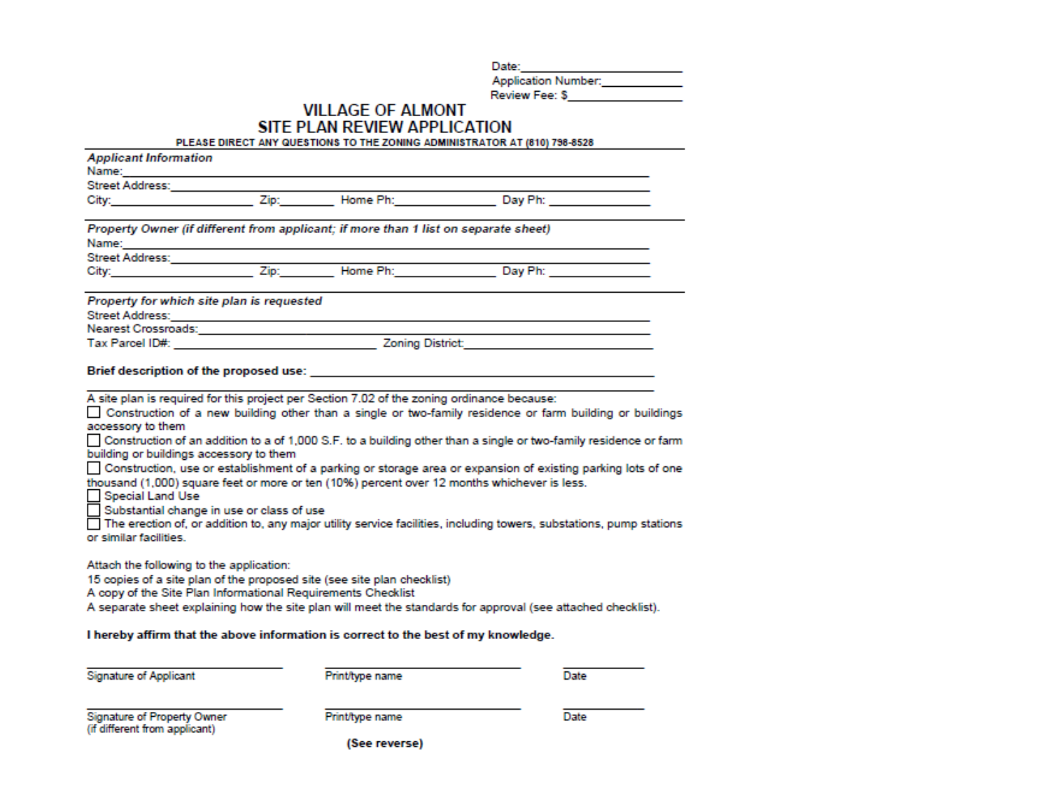Date:\_\_\_\_\_\_\_\_\_\_\_\_\_\_\_\_\_\_\_\_\_\_\_\_

Application Number:\_\_\_\_\_\_\_\_\_\_\_\_

Review Fee: $\_\_\_\_\_\_\_\_\_\_\_\_\_\_\_\_

# VILLAGE OF ALMONT
## SITE PLAN REVIEW APPLICATION

**PLEASE DIRECT ANY QUESTIONS TO THE ZONING ADMINISTRATOR AT (810) 798-8528**

***Applicant Information***

Name:\_\_\_\_\_\_\_\_\_\_\_\_\_\_\_\_\_\_\_\_\_\_\_\_\_\_\_\_\_\_\_\_\_\_\_\_\_\_\_\_\_\_\_\_\_\_\_\_\_\_\_\_\_\_\_\_\_\_\_\_

Street Address:\_\_\_\_\_\_\_\_\_\_\_\_\_\_\_\_\_\_\_\_\_\_\_\_\_\_\_\_\_\_\_\_\_\_\_\_\_\_\_\_\_\_\_\_\_\_\_\_\_\_\_\_\_\_

City:\_\_\_\_\_\_\_\_\_\_\_\_\_\_\_\_\_\_ Zip:\_\_\_\_\_\_\_ Home Ph:\_\_\_\_\_\_\_\_\_\_\_\_\_ Day Ph: \_\_\_\_\_\_\_\_\_\_\_\_\_

***Property Owner (if different from applicant; if more than 1 list on separate sheet)***

Name:\_\_\_\_\_\_\_\_\_\_\_\_\_\_\_\_\_\_\_\_\_\_\_\_\_\_\_\_\_\_\_\_\_\_\_\_\_\_\_\_\_\_\_\_\_\_\_\_\_\_\_\_\_\_\_\_\_\_\_\_

Street Address:\_\_\_\_\_\_\_\_\_\_\_\_\_\_\_\_\_\_\_\_\_\_\_\_\_\_\_\_\_\_\_\_\_\_\_\_\_\_\_\_\_\_\_\_\_\_\_\_\_\_\_\_\_\_

City:\_\_\_\_\_\_\_\_\_\_\_\_\_\_\_\_\_\_ Zip:\_\_\_\_\_\_\_ Home Ph:\_\_\_\_\_\_\_\_\_\_\_\_\_ Day Ph: \_\_\_\_\_\_\_\_\_\_\_\_\_

***Property for which site plan is requested***

Street Address:\_\_\_\_\_\_\_\_\_\_\_\_\_\_\_\_\_\_\_\_\_\_\_\_\_\_\_\_\_\_\_\_\_\_\_\_\_\_\_\_\_\_\_\_\_\_\_\_\_\_\_\_\_\_

Nearest Crossroads:\_\_\_\_\_\_\_\_\_\_\_\_\_\_\_\_\_\_\_\_\_\_\_\_\_\_\_\_\_\_\_\_\_\_\_\_\_\_\_\_\_\_\_\_\_\_\_\_\_\_

Tax Parcel ID#: \_\_\_\_\_\_\_\_\_\_\_\_\_\_\_\_\_\_\_\_\_\_\_\_\_ Zoning District:\_\_\_\_\_\_\_\_\_\_\_\_\_\_\_\_\_\_\_\_\_\_\_\_\_

**Brief description of the proposed use:** \_\_\_\_\_\_\_\_\_\_\_\_\_\_\_\_\_\_\_\_\_\_\_\_\_\_\_\_\_\_\_\_\_\_\_\_\_\_\_\_\_\_\_\_\_\_

\_\_\_\_\_\_\_\_\_\_\_\_\_\_\_\_\_\_\_\_\_\_\_\_\_\_\_\_\_\_\_\_\_\_\_\_\_\_\_\_\_\_\_\_\_\_\_\_\_\_\_\_\_\_\_\_\_\_\_\_\_\_\_\_\_\_\_\_\_\_\_\_\_\_\_\_\_\_\_\_

A site plan is required for this project per Section 7.02 of the zoning ordinance because:

- ☐ Construction of a new building other than a single or two-family residence or farm building or buildings accessory to them
- ☐ Construction of an addition to a of 1,000 S.F. to a building other than a single or two-family residence or farm building or buildings accessory to them
- ☐ Construction, use or establishment of a parking or storage area or expansion of existing parking lots of one thousand (1,000) square feet or more or ten (10%) percent over 12 months whichever is less.
- ☐ Special Land Use
- ☐ Substantial change in use or class of use
- ☐ The erection of, or addition to, any major utility service facilities, including towers, substations, pump stations or similar facilities.

Attach the following to the application:

15 copies of a site plan of the proposed site (see site plan checklist)

A copy of the Site Plan Informational Requirements Checklist

A separate sheet explaining how the site plan will meet the standards for approval (see attached checklist).

**I hereby affirm that the above information is correct to the best of my knowledge.**

\_\_\_\_\_\_\_\_\_\_\_\_\_\_\_\_\_\_\_\_\_\_\_\_ \_\_\_\_\_\_\_\_\_\_\_\_\_\_\_\_\_\_\_\_\_\_\_\_ \_\_\_\_\_\_\_\_\_\_\_\_

Signature of Applicant | Print/type name | Date

\_\_\_\_\_\_\_\_\_\_\_\_\_\_\_\_\_\_\_\_\_\_\_\_ \_\_\_\_\_\_\_\_\_\_\_\_\_\_\_\_\_\_\_\_\_\_\_\_ \_\_\_\_\_\_\_\_\_\_\_\_

Signature of Property Owner (if different from applicant) | Print/type name | Date

**(See reverse)**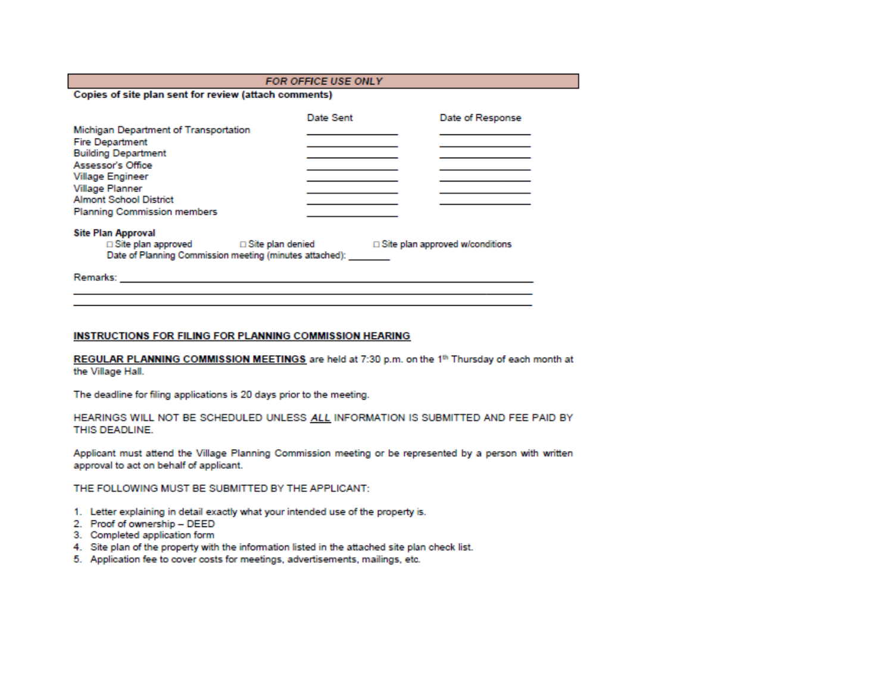| FOR OFFICE USE ONLY | | |
|---|---|---|

**Copies of site plan sent for review (attach comments)**

| | Date Sent | Date of Response |
|---|---|---|
| Michigan Department of Transportation | ____________ | ____________ |
| Fire Department | ____________ | ____________ |
| Building Department | ____________ | ____________ |
| Assessor's Office | ____________ | ____________ |
| Village Engineer | ____________ | ____________ |
| Village Planner | ____________ | ____________ |
| Almont School District | ____________ | ____________ |
| Planning Commission members | ____________ | |

**Site Plan Approval**

□ Site plan approved □ Site plan denied □ Site plan approved w/conditions

Date of Planning Commission meeting (minutes attached): ________

Remarks: ____________________________________________________________

______________________________________________________________________

______________________________________________________________________

**INSTRUCTIONS FOR FILING FOR PLANNING COMMISSION HEARING**

**REGULAR PLANNING COMMISSION MEETINGS** are held at 7:30 p.m. on the 1th Thursday of each month at the Village Hall.

The deadline for filing applications is 20 days prior to the meeting.

HEARINGS WILL NOT BE SCHEDULED UNLESS ***ALL*** INFORMATION IS SUBMITTED AND FEE PAID BY THIS DEADLINE.

Applicant must attend the Village Planning Commission meeting or be represented by a person with written approval to act on behalf of applicant.

THE FOLLOWING MUST BE SUBMITTED BY THE APPLICANT:

1. Letter explaining in detail exactly what your intended use of the property is.
2. Proof of ownership – DEED
3. Completed application form
4. Site plan of the property with the information listed in the attached site plan check list.
5. Application fee to cover costs for meetings, advertisements, mailings, etc.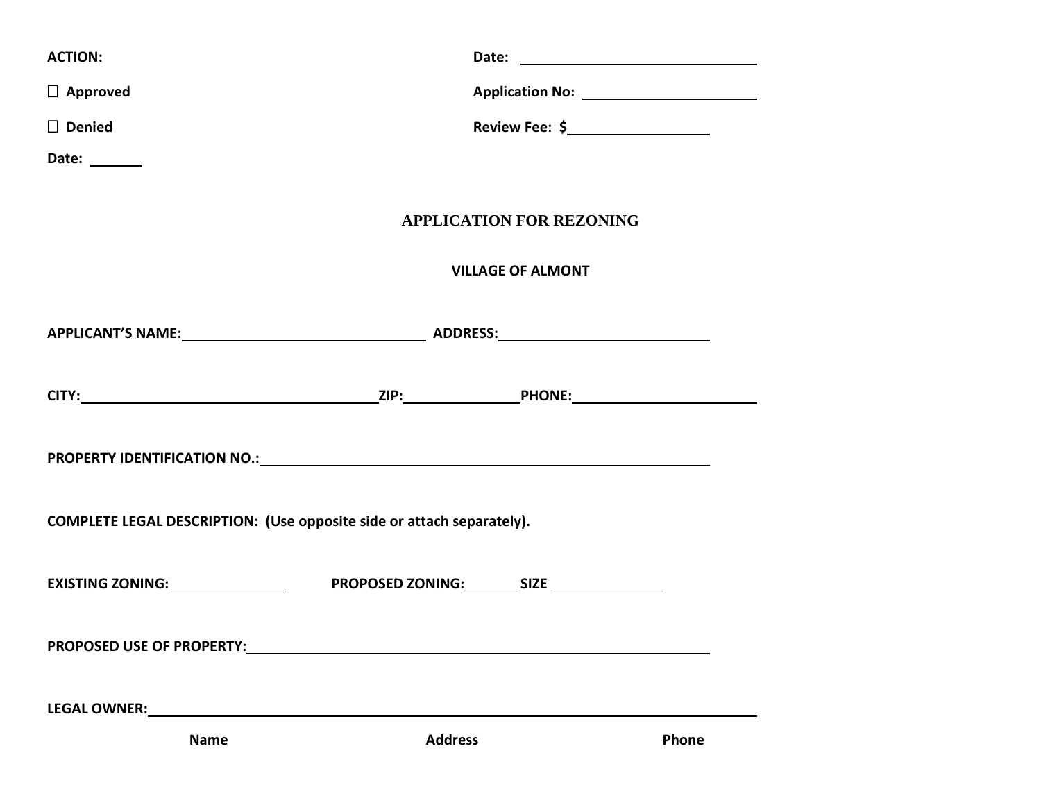**ACTION:**

☐ **Approved**

☐ **Denied**

**Date:** _______

**Date:** ______________________________

**Application No:** ______________________

**Review Fee: $**__________________

# APPLICATION FOR REZONING

## VILLAGE OF ALMONT

**APPLICANT'S NAME:**________________________________ **ADDRESS:**____________________________

**CITY:**_______________________________________**ZIP:**_______________**PHONE:**_______________________

**PROPERTY IDENTIFICATION NO.:**___________________________________________________________

**COMPLETE LEGAL DESCRIPTION: (Use opposite side or attach separately).**

**EXISTING ZONING:**_______________ **PROPOSED ZONING:**________**SIZE** _______________

**PROPOSED USE OF PROPERTY:**______________________________________________________________

**LEGAL OWNER:**_______________________________________________________________________________

**Name** **Address** **Phone**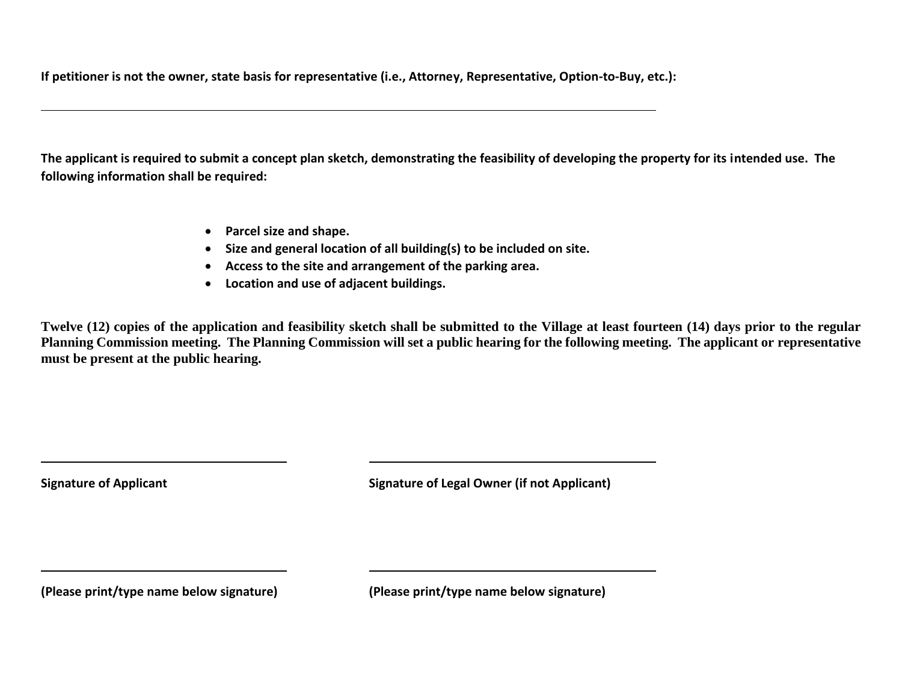**If petitioner is not the owner, state basis for representative (i.e., Attorney, Representative, Option-to-Buy, etc.):**

\_\_\_\_\_\_\_\_\_\_\_\_\_\_\_\_\_\_\_\_\_\_\_\_\_\_\_\_\_\_\_\_\_\_\_\_\_\_\_\_\_\_\_\_\_\_\_\_\_\_\_\_\_\_\_\_\_\_\_\_\_\_\_\_\_\_\_\_\_\_\_\_

**The applicant is required to submit a concept plan sketch, demonstrating the feasibility of developing the property for its intended use. The following information shall be required:**

- **Parcel size and shape.**
- **Size and general location of all building(s) to be included on site.**
- **Access to the site and arrangement of the parking area.**
- **Location and use of adjacent buildings.**

**Twelve (12) copies of the application and feasibility sketch shall be submitted to the Village at least fourteen (14) days prior to the regular Planning Commission meeting. The Planning Commission will set a public hearing for the following meeting. The applicant or representative must be present at the public hearing.**

\_\_\_\_\_\_\_\_\_\_\_\_\_\_\_\_\_\_\_\_\_\_\_\_\_\_\_\_\_\_\_\_ \_\_\_\_\_\_\_\_\_\_\_\_\_\_\_\_\_\_\_\_\_\_\_\_\_\_\_\_\_\_\_\_

**Signature of Applicant** **Signature of Legal Owner (if not Applicant)**

\_\_\_\_\_\_\_\_\_\_\_\_\_\_\_\_\_\_\_\_\_\_\_\_\_\_\_\_\_\_\_\_ \_\_\_\_\_\_\_\_\_\_\_\_\_\_\_\_\_\_\_\_\_\_\_\_\_\_\_\_\_\_\_\_

**(Please print/type name below signature)** **(Please print/type name below signature)**